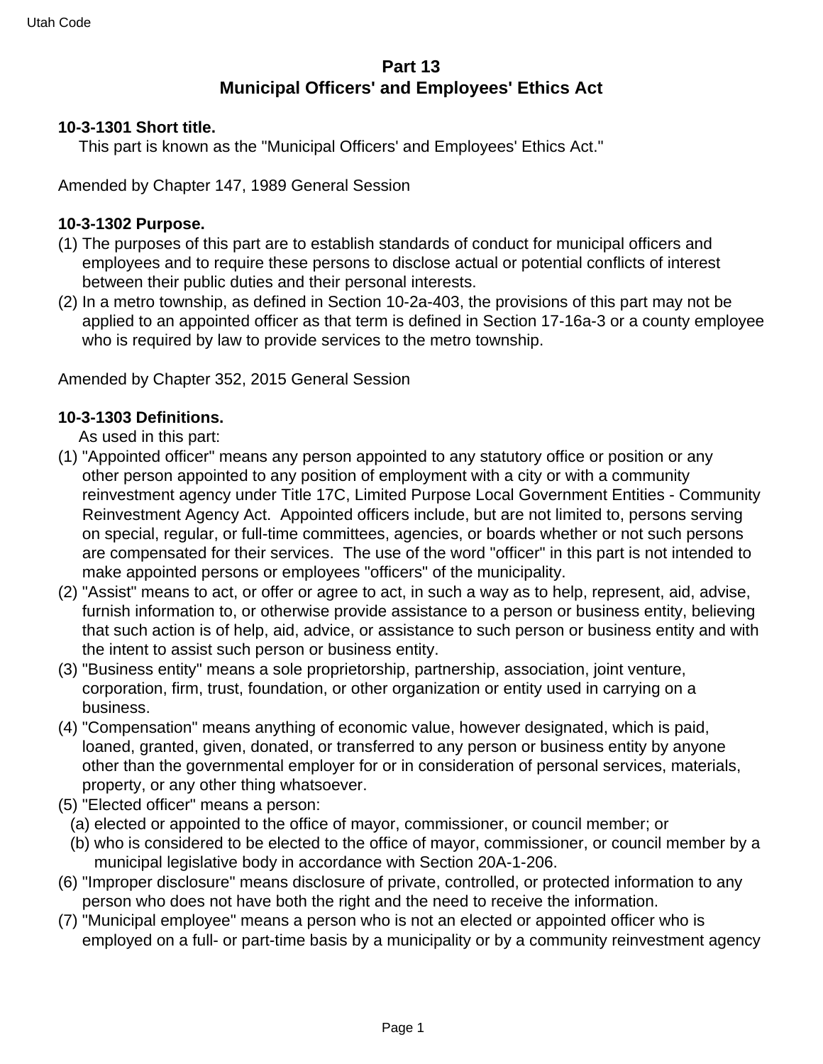## Part 13
## Municipal Officers' and Employees' Ethics Act

**10-3-1301 Short title.**

This part is known as the "Municipal Officers' and Employees' Ethics Act."

Amended by Chapter 147, 1989 General Session

**10-3-1302 Purpose.**

(1) The purposes of this part are to establish standards of conduct for municipal officers and employees and to require these persons to disclose actual or potential conflicts of interest between their public duties and their personal interests.

(2) In a metro township, as defined in Section 10-2a-403, the provisions of this part may not be applied to an appointed officer as that term is defined in Section 17-16a-3 or a county employee who is required by law to provide services to the metro township.

Amended by Chapter 352, 2015 General Session

**10-3-1303 Definitions.**

As used in this part:

(1) "Appointed officer" means any person appointed to any statutory office or position or any other person appointed to any position of employment with a city or with a community reinvestment agency under Title 17C, Limited Purpose Local Government Entities - Community Reinvestment Agency Act. Appointed officers include, but are not limited to, persons serving on special, regular, or full-time committees, agencies, or boards whether or not such persons are compensated for their services. The use of the word "officer" in this part is not intended to make appointed persons or employees "officers" of the municipality.

(2) "Assist" means to act, or offer or agree to act, in such a way as to help, represent, aid, advise, furnish information to, or otherwise provide assistance to a person or business entity, believing that such action is of help, aid, advice, or assistance to such person or business entity and with the intent to assist such person or business entity.

(3) "Business entity" means a sole proprietorship, partnership, association, joint venture, corporation, firm, trust, foundation, or other organization or entity used in carrying on a business.

(4) "Compensation" means anything of economic value, however designated, which is paid, loaned, granted, given, donated, or transferred to any person or business entity by anyone other than the governmental employer for or in consideration of personal services, materials, property, or any other thing whatsoever.

(5) "Elected officer" means a person:
  (a) elected or appointed to the office of mayor, commissioner, or council member; or
  (b) who is considered to be elected to the office of mayor, commissioner, or council member by a municipal legislative body in accordance with Section 20A-1-206.

(6) "Improper disclosure" means disclosure of private, controlled, or protected information to any person who does not have both the right and the need to receive the information.

(7) "Municipal employee" means a person who is not an elected or appointed officer who is employed on a full- or part-time basis by a municipality or by a community reinvestment agency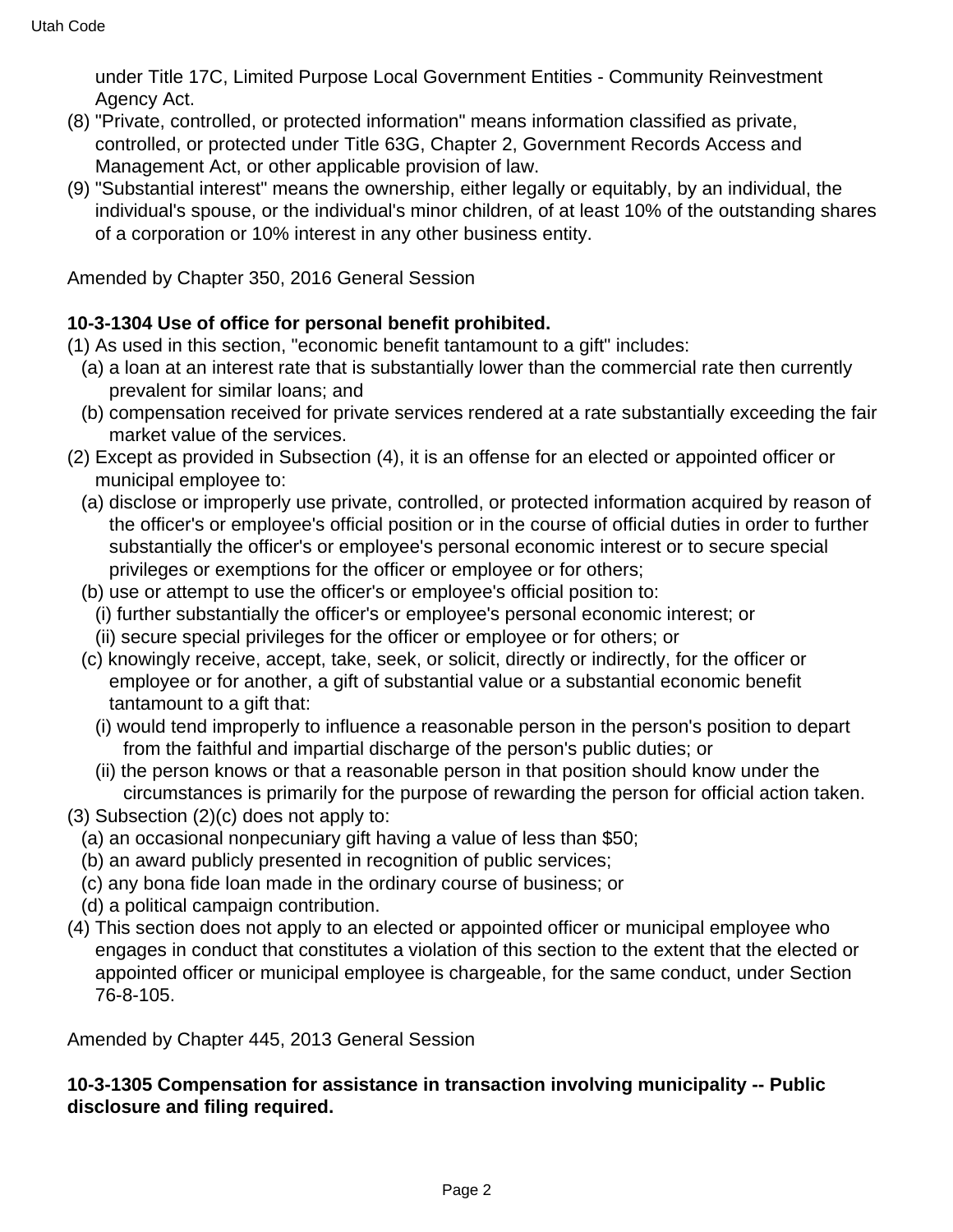under Title 17C, Limited Purpose Local Government Entities - Community Reinvestment Agency Act.

(8) "Private, controlled, or protected information" means information classified as private, controlled, or protected under Title 63G, Chapter 2, Government Records Access and Management Act, or other applicable provision of law.

(9) "Substantial interest" means the ownership, either legally or equitably, by an individual, the individual's spouse, or the individual's minor children, of at least 10% of the outstanding shares of a corporation or 10% interest in any other business entity.

Amended by Chapter 350, 2016 General Session

**10-3-1304 Use of office for personal benefit prohibited.**

(1) As used in this section, "economic benefit tantamount to a gift" includes:
  (a) a loan at an interest rate that is substantially lower than the commercial rate then currently prevalent for similar loans; and
  (b) compensation received for private services rendered at a rate substantially exceeding the fair market value of the services.

(2) Except as provided in Subsection (4), it is an offense for an elected or appointed officer or municipal employee to:
  (a) disclose or improperly use private, controlled, or protected information acquired by reason of the officer's or employee's official position or in the course of official duties in order to further substantially the officer's or employee's personal economic interest or to secure special privileges or exemptions for the officer or employee or for others;
  (b) use or attempt to use the officer's or employee's official position to:
    (i) further substantially the officer's or employee's personal economic interest; or
    (ii) secure special privileges for the officer or employee or for others; or
  (c) knowingly receive, accept, take, seek, or solicit, directly or indirectly, for the officer or employee or for another, a gift of substantial value or a substantial economic benefit tantamount to a gift that:
    (i) would tend improperly to influence a reasonable person in the person's position to depart from the faithful and impartial discharge of the person's public duties; or
    (ii) the person knows or that a reasonable person in that position should know under the circumstances is primarily for the purpose of rewarding the person for official action taken.

(3) Subsection (2)(c) does not apply to:
  (a) an occasional nonpecuniary gift having a value of less than $50;
  (b) an award publicly presented in recognition of public services;
  (c) any bona fide loan made in the ordinary course of business; or
  (d) a political campaign contribution.

(4) This section does not apply to an elected or appointed officer or municipal employee who engages in conduct that constitutes a violation of this section to the extent that the elected or appointed officer or municipal employee is chargeable, for the same conduct, under Section 76-8-105.

Amended by Chapter 445, 2013 General Session

**10-3-1305 Compensation for assistance in transaction involving municipality -- Public disclosure and filing required.**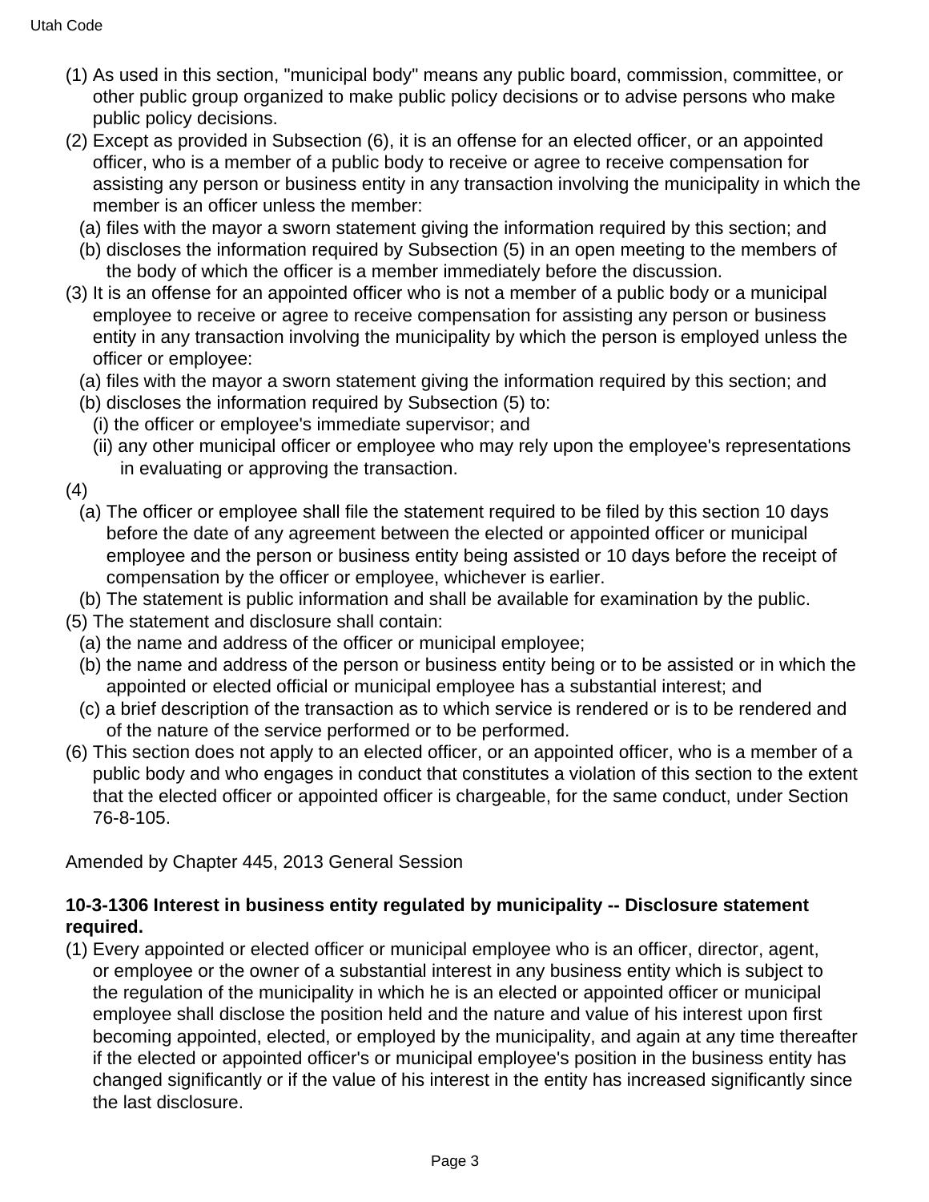(1) As used in this section, "municipal body" means any public board, commission, committee, or other public group organized to make public policy decisions or to advise persons who make public policy decisions.

(2) Except as provided in Subsection (6), it is an offense for an elected officer, or an appointed officer, who is a member of a public body to receive or agree to receive compensation for assisting any person or business entity in any transaction involving the municipality in which the member is an officer unless the member:

 (a) files with the mayor a sworn statement giving the information required by this section; and

 (b) discloses the information required by Subsection (5) in an open meeting to the members of the body of which the officer is a member immediately before the discussion.

(3) It is an offense for an appointed officer who is not a member of a public body or a municipal employee to receive or agree to receive compensation for assisting any person or business entity in any transaction involving the municipality by which the person is employed unless the officer or employee:

 (a) files with the mayor a sworn statement giving the information required by this section; and

 (b) discloses the information required by Subsection (5) to:

  (i) the officer or employee's immediate supervisor; and

  (ii) any other municipal officer or employee who may rely upon the employee's representations in evaluating or approving the transaction.

(4)

 (a) The officer or employee shall file the statement required to be filed by this section 10 days before the date of any agreement between the elected or appointed officer or municipal employee and the person or business entity being assisted or 10 days before the receipt of compensation by the officer or employee, whichever is earlier.

 (b) The statement is public information and shall be available for examination by the public.

(5) The statement and disclosure shall contain:

 (a) the name and address of the officer or municipal employee;

 (b) the name and address of the person or business entity being or to be assisted or in which the appointed or elected official or municipal employee has a substantial interest; and

 (c) a brief description of the transaction as to which service is rendered or is to be rendered and of the nature of the service performed or to be performed.

(6) This section does not apply to an elected officer, or an appointed officer, who is a member of a public body and who engages in conduct that constitutes a violation of this section to the extent that the elected officer or appointed officer is chargeable, for the same conduct, under Section 76-8-105.

Amended by Chapter 445, 2013 General Session

**10-3-1306 Interest in business entity regulated by municipality -- Disclosure statement required.**

(1) Every appointed or elected officer or municipal employee who is an officer, director, agent, or employee or the owner of a substantial interest in any business entity which is subject to the regulation of the municipality in which he is an elected or appointed officer or municipal employee shall disclose the position held and the nature and value of his interest upon first becoming appointed, elected, or employed by the municipality, and again at any time thereafter if the elected or appointed officer's or municipal employee's position in the business entity has changed significantly or if the value of his interest in the entity has increased significantly since the last disclosure.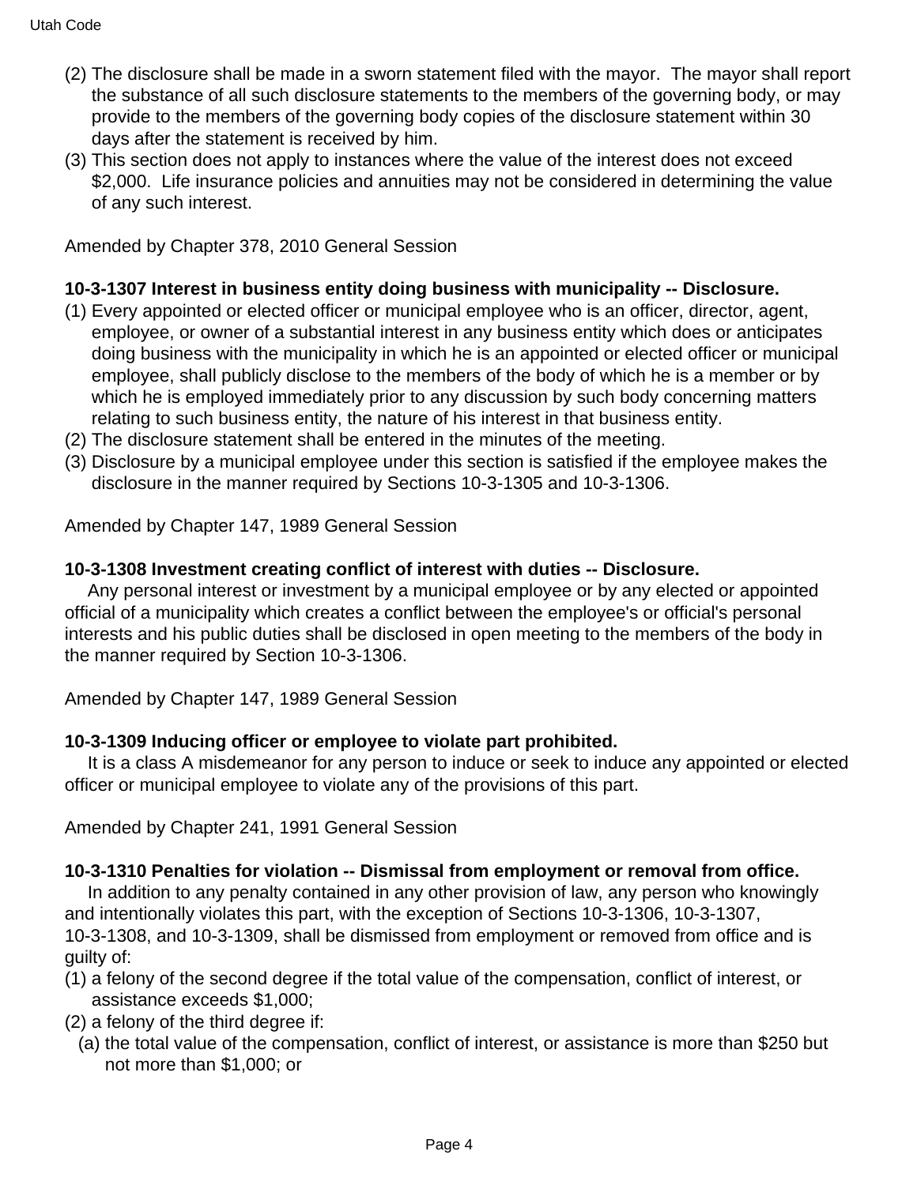(2) The disclosure shall be made in a sworn statement filed with the mayor. The mayor shall report the substance of all such disclosure statements to the members of the governing body, or may provide to the members of the governing body copies of the disclosure statement within 30 days after the statement is received by him.

(3) This section does not apply to instances where the value of the interest does not exceed $2,000. Life insurance policies and annuities may not be considered in determining the value of any such interest.

Amended by Chapter 378, 2010 General Session

**10-3-1307 Interest in business entity doing business with municipality -- Disclosure.**

(1) Every appointed or elected officer or municipal employee who is an officer, director, agent, employee, or owner of a substantial interest in any business entity which does or anticipates doing business with the municipality in which he is an appointed or elected officer or municipal employee, shall publicly disclose to the members of the body of which he is a member or by which he is employed immediately prior to any discussion by such body concerning matters relating to such business entity, the nature of his interest in that business entity.

(2) The disclosure statement shall be entered in the minutes of the meeting.

(3) Disclosure by a municipal employee under this section is satisfied if the employee makes the disclosure in the manner required by Sections 10-3-1305 and 10-3-1306.

Amended by Chapter 147, 1989 General Session

**10-3-1308 Investment creating conflict of interest with duties -- Disclosure.**

Any personal interest or investment by a municipal employee or by any elected or appointed official of a municipality which creates a conflict between the employee's or official's personal interests and his public duties shall be disclosed in open meeting to the members of the body in the manner required by Section 10-3-1306.

Amended by Chapter 147, 1989 General Session

**10-3-1309 Inducing officer or employee to violate part prohibited.**

It is a class A misdemeanor for any person to induce or seek to induce any appointed or elected officer or municipal employee to violate any of the provisions of this part.

Amended by Chapter 241, 1991 General Session

**10-3-1310 Penalties for violation -- Dismissal from employment or removal from office.**

In addition to any penalty contained in any other provision of law, any person who knowingly and intentionally violates this part, with the exception of Sections 10-3-1306, 10-3-1307, 10-3-1308, and 10-3-1309, shall be dismissed from employment or removed from office and is guilty of:

(1) a felony of the second degree if the total value of the compensation, conflict of interest, or assistance exceeds $1,000;

(2) a felony of the third degree if:

  (a) the total value of the compensation, conflict of interest, or assistance is more than $250 but not more than $1,000; or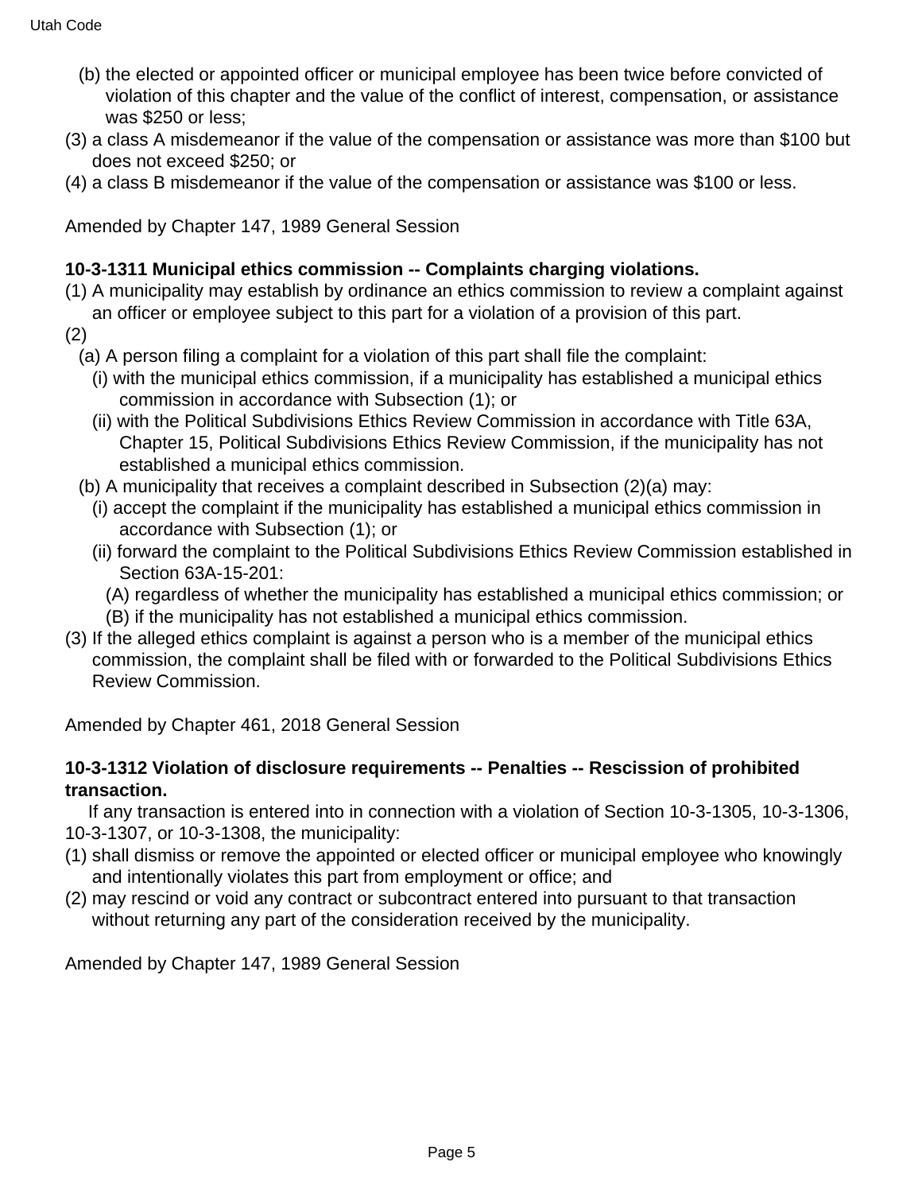(b) the elected or appointed officer or municipal employee has been twice before convicted of violation of this chapter and the value of the conflict of interest, compensation, or assistance was $250 or less;

(3) a class A misdemeanor if the value of the compensation or assistance was more than $100 but does not exceed $250; or

(4) a class B misdemeanor if the value of the compensation or assistance was $100 or less.

Amended by Chapter 147, 1989 General Session

**10-3-1311 Municipal ethics commission -- Complaints charging violations.**

(1) A municipality may establish by ordinance an ethics commission to review a complaint against an officer or employee subject to this part for a violation of a provision of this part.

(2)

(a) A person filing a complaint for a violation of this part shall file the complaint:

(i) with the municipal ethics commission, if a municipality has established a municipal ethics commission in accordance with Subsection (1); or

(ii) with the Political Subdivisions Ethics Review Commission in accordance with Title 63A, Chapter 15, Political Subdivisions Ethics Review Commission, if the municipality has not established a municipal ethics commission.

(b) A municipality that receives a complaint described in Subsection (2)(a) may:

(i) accept the complaint if the municipality has established a municipal ethics commission in accordance with Subsection (1); or

(ii) forward the complaint to the Political Subdivisions Ethics Review Commission established in Section 63A-15-201:

(A) regardless of whether the municipality has established a municipal ethics commission; or

(B) if the municipality has not established a municipal ethics commission.

(3) If the alleged ethics complaint is against a person who is a member of the municipal ethics commission, the complaint shall be filed with or forwarded to the Political Subdivisions Ethics Review Commission.

Amended by Chapter 461, 2018 General Session

**10-3-1312 Violation of disclosure requirements -- Penalties -- Rescission of prohibited transaction.**

If any transaction is entered into in connection with a violation of Section 10-3-1305, 10-3-1306, 10-3-1307, or 10-3-1308, the municipality:

(1) shall dismiss or remove the appointed or elected officer or municipal employee who knowingly and intentionally violates this part from employment or office; and

(2) may rescind or void any contract or subcontract entered into pursuant to that transaction without returning any part of the consideration received by the municipality.

Amended by Chapter 147, 1989 General Session